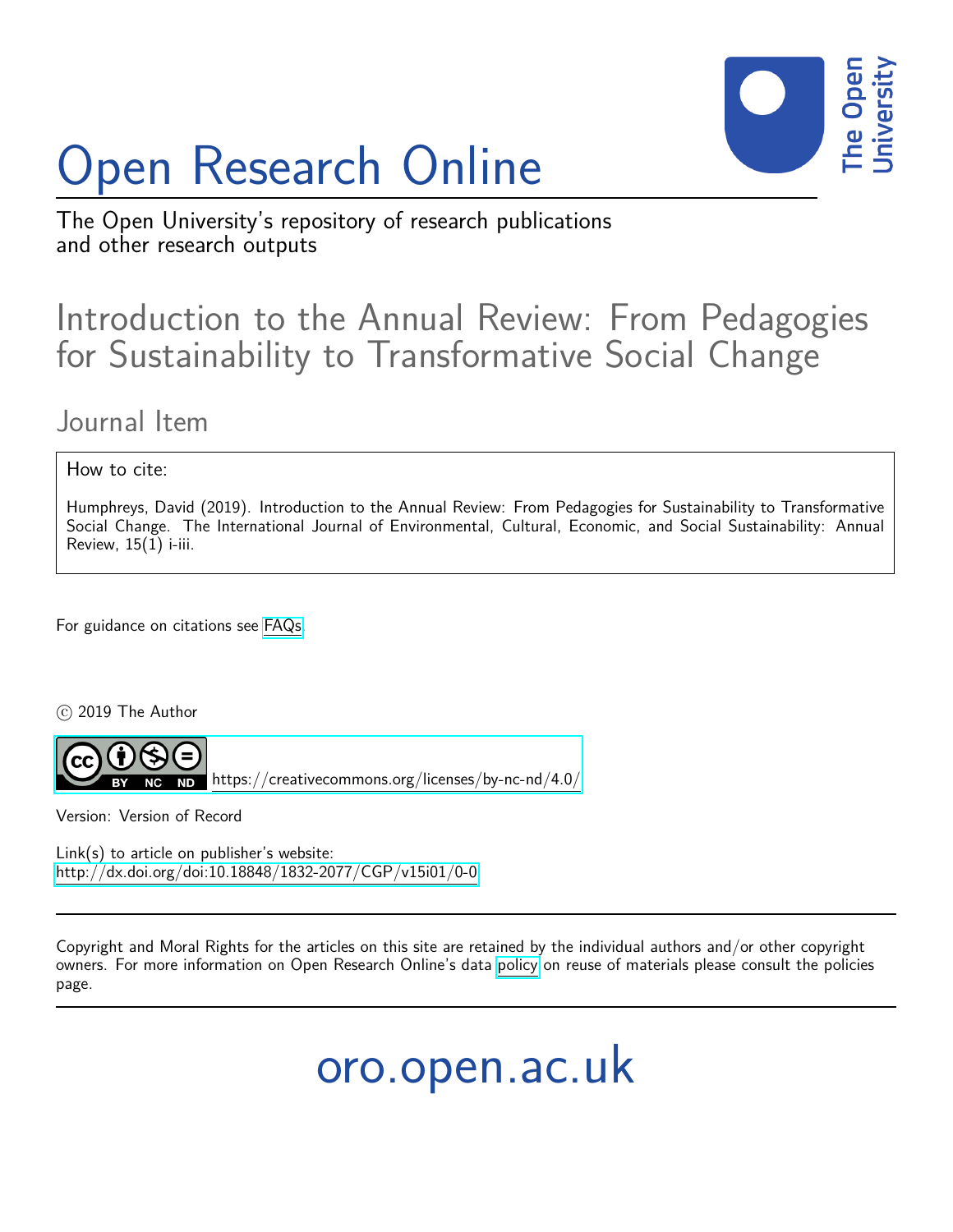# Open Research Online

The Open University's repository of research publications and other research outputs

## Introduction to the Annual Review: From Pedagogies for Sustainability to Transformative Social Change

### Journal Item

How to cite:

Humphreys, David (2019). Introduction to the Annual Review: From Pedagogies for Sustainability to Transformative Social Change. The International Journal of Environmental, Cultural, Economic, and Social Sustainability: Annual Review, 15(1) i-iii.

For guidance on citations see FAQs.

© 2019 The Author

https://creativecommons.org/licenses/by-nc-nd/4.0/

Version: Version of Record

Link(s) to article on publisher's website:
http://dx.doi.org/doi:10.18848/1832-2077/CGP/v15i01/0-0

Copyright and Moral Rights for the articles on this site are retained by the individual authors and/or other copyright owners. For more information on Open Research Online's data policy on reuse of materials please consult the policies page.

oro.open.ac.uk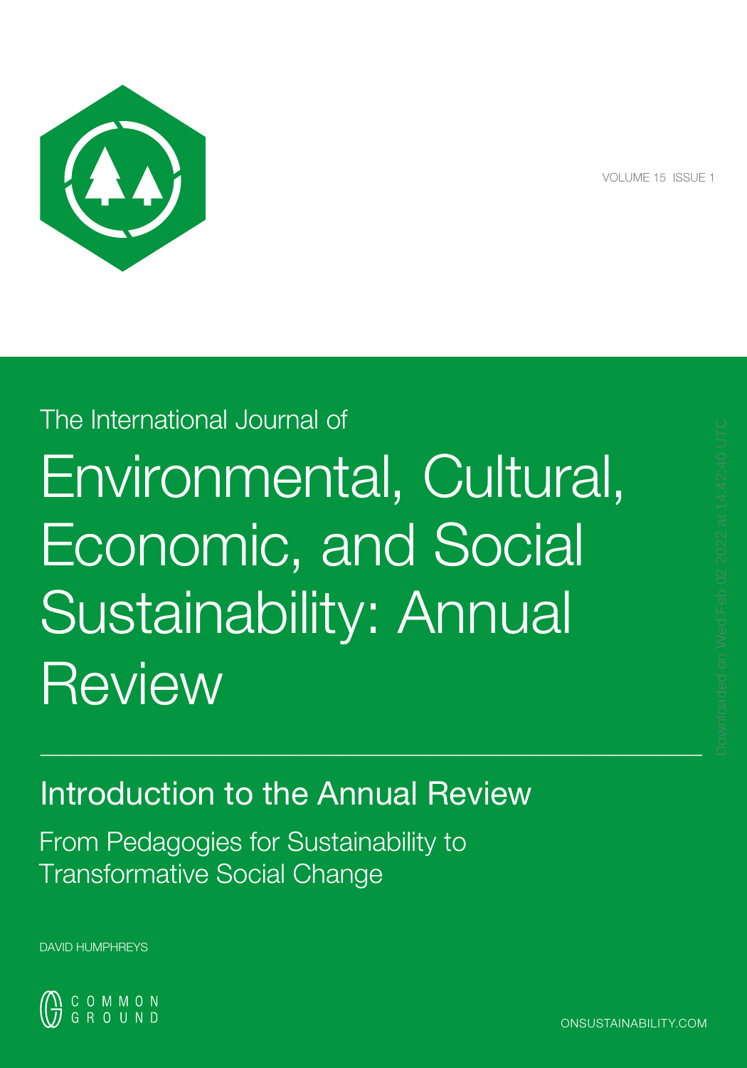The International Journal of

# Environmental, Cultural, Economic, and Social Sustainability: Annual Review

## Introduction to the Annual Review

### From Pedagogies for Sustainability to Transformative Social Change

DAVID HUMPHREYS

COMMON GROUND

ONSUSTAINABILITY.COM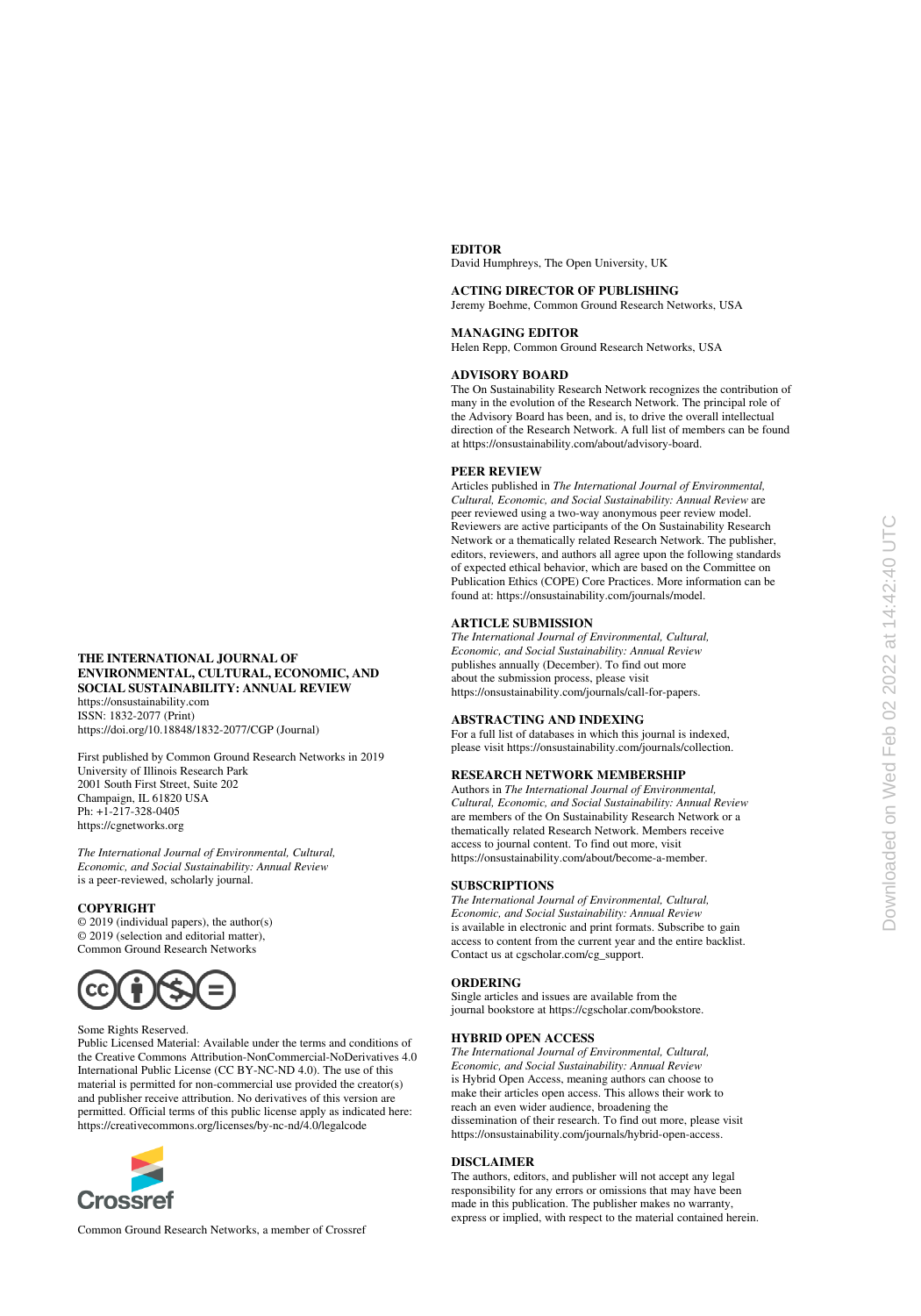**THE INTERNATIONAL JOURNAL OF ENVIRONMENTAL, CULTURAL, ECONOMIC, AND SOCIAL SUSTAINABILITY: ANNUAL REVIEW**
https://onsustainability.com
ISSN: 1832-2077 (Print)
https://doi.org/10.18848/1832-2077/CGP (Journal)

First published by Common Ground Research Networks in 2019
University of Illinois Research Park
2001 South First Street, Suite 202
Champaign, IL 61820 USA
Ph: +1-217-328-0405
https://cgnetworks.org

*The International Journal of Environmental, Cultural, Economic, and Social Sustainability: Annual Review* is a peer-reviewed, scholarly journal.

**COPYRIGHT**
© 2019 (individual papers), the author(s)
© 2019 (selection and editorial matter),
Common Ground Research Networks

Some Rights Reserved.
Public Licensed Material: Available under the terms and conditions of the Creative Commons Attribution-NonCommercial-NoDerivatives 4.0 International Public License (CC BY-NC-ND 4.0). The use of this material is permitted for non-commercial use provided the creator(s) and publisher receive attribution. No derivatives of this version are permitted. Official terms of this public license apply as indicated here: https://creativecommons.org/licenses/by-nc-nd/4.0/legalcode

Common Ground Research Networks, a member of Crossref

**EDITOR**
David Humphreys, The Open University, UK

**ACTING DIRECTOR OF PUBLISHING**
Jeremy Boehme, Common Ground Research Networks, USA

**MANAGING EDITOR**
Helen Repp, Common Ground Research Networks, USA

**ADVISORY BOARD**
The On Sustainability Research Network recognizes the contribution of many in the evolution of the Research Network. The principal role of the Advisory Board has been, and is, to drive the overall intellectual direction of the Research Network. A full list of members can be found at https://onsustainability.com/about/advisory-board.

**PEER REVIEW**
Articles published in *The International Journal of Environmental, Cultural, Economic, and Social Sustainability: Annual Review* are peer reviewed using a two-way anonymous peer review model. Reviewers are active participants of the On Sustainability Research Network or a thematically related Research Network. The publisher, editors, reviewers, and authors all agree upon the following standards of expected ethical behavior, which are based on the Committee on Publication Ethics (COPE) Core Practices. More information can be found at: https://onsustainability.com/journals/model.

**ARTICLE SUBMISSION**
*The International Journal of Environmental, Cultural, Economic, and Social Sustainability: Annual Review* publishes annually (December). To find out more about the submission process, please visit https://onsustainability.com/journals/call-for-papers.

**ABSTRACTING AND INDEXING**
For a full list of databases in which this journal is indexed, please visit https://onsustainability.com/journals/collection.

**RESEARCH NETWORK MEMBERSHIP**
Authors in *The International Journal of Environmental, Cultural, Economic, and Social Sustainability: Annual Review* are members of the On Sustainability Research Network or a thematically related Research Network. Members receive access to journal content. To find out more, visit https://onsustainability.com/about/become-a-member.

**SUBSCRIPTIONS**
*The International Journal of Environmental, Cultural, Economic, and Social Sustainability: Annual Review* is available in electronic and print formats. Subscribe to gain access to content from the current year and the entire backlist. Contact us at cgscholar.com/cg_support.

**ORDERING**
Single articles and issues are available from the journal bookstore at https://cgscholar.com/bookstore.

**HYBRID OPEN ACCESS**
*The International Journal of Environmental, Cultural, Economic, and Social Sustainability: Annual Review* is Hybrid Open Access, meaning authors can choose to make their articles open access. This allows their work to reach an even wider audience, broadening the dissemination of their research. To find out more, please visit https://onsustainability.com/journals/hybrid-open-access.

**DISCLAIMER**
The authors, editors, and publisher will not accept any legal responsibility for any errors or omissions that may have been made in this publication. The publisher makes no warranty, express or implied, with respect to the material contained herein.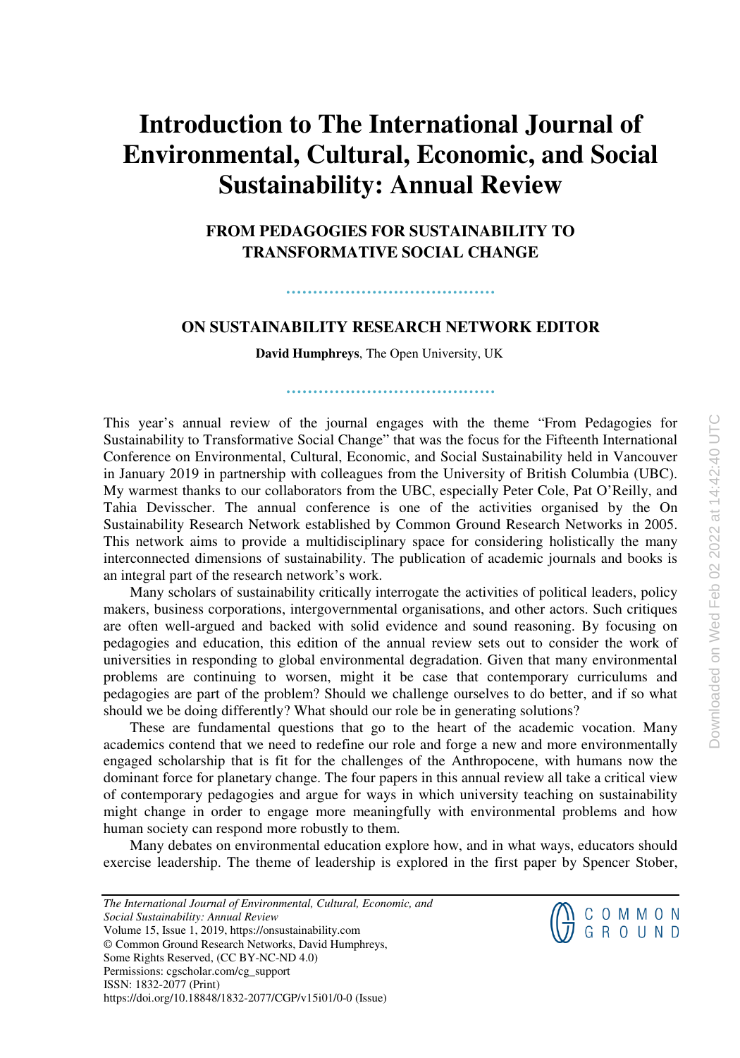# Introduction to The International Journal of Environmental, Cultural, Economic, and Social Sustainability: Annual Review

## FROM PEDAGOGIES FOR SUSTAINABILITY TO TRANSFORMATIVE SOCIAL CHANGE

### ON SUSTAINABILITY RESEARCH NETWORK EDITOR

**David Humphreys**, The Open University, UK

This year's annual review of the journal engages with the theme "From Pedagogies for Sustainability to Transformative Social Change" that was the focus for the Fifteenth International Conference on Environmental, Cultural, Economic, and Social Sustainability held in Vancouver in January 2019 in partnership with colleagues from the University of British Columbia (UBC). My warmest thanks to our collaborators from the UBC, especially Peter Cole, Pat O'Reilly, and Tahia Devisscher. The annual conference is one of the activities organised by the On Sustainability Research Network established by Common Ground Research Networks in 2005. This network aims to provide a multidisciplinary space for considering holistically the many interconnected dimensions of sustainability. The publication of academic journals and books is an integral part of the research network's work.

Many scholars of sustainability critically interrogate the activities of political leaders, policy makers, business corporations, intergovernmental organisations, and other actors. Such critiques are often well-argued and backed with solid evidence and sound reasoning. By focusing on pedagogies and education, this edition of the annual review sets out to consider the work of universities in responding to global environmental degradation. Given that many environmental problems are continuing to worsen, might it be case that contemporary curriculums and pedagogies are part of the problem? Should we challenge ourselves to do better, and if so what should we be doing differently? What should our role be in generating solutions?

These are fundamental questions that go to the heart of the academic vocation. Many academics contend that we need to redefine our role and forge a new and more environmentally engaged scholarship that is fit for the challenges of the Anthropocene, with humans now the dominant force for planetary change. The four papers in this annual review all take a critical view of contemporary pedagogies and argue for ways in which university teaching on sustainability might change in order to engage more meaningfully with environmental problems and how human society can respond more robustly to them.

Many debates on environmental education explore how, and in what ways, educators should exercise leadership. The theme of leadership is explored in the first paper by Spencer Stober,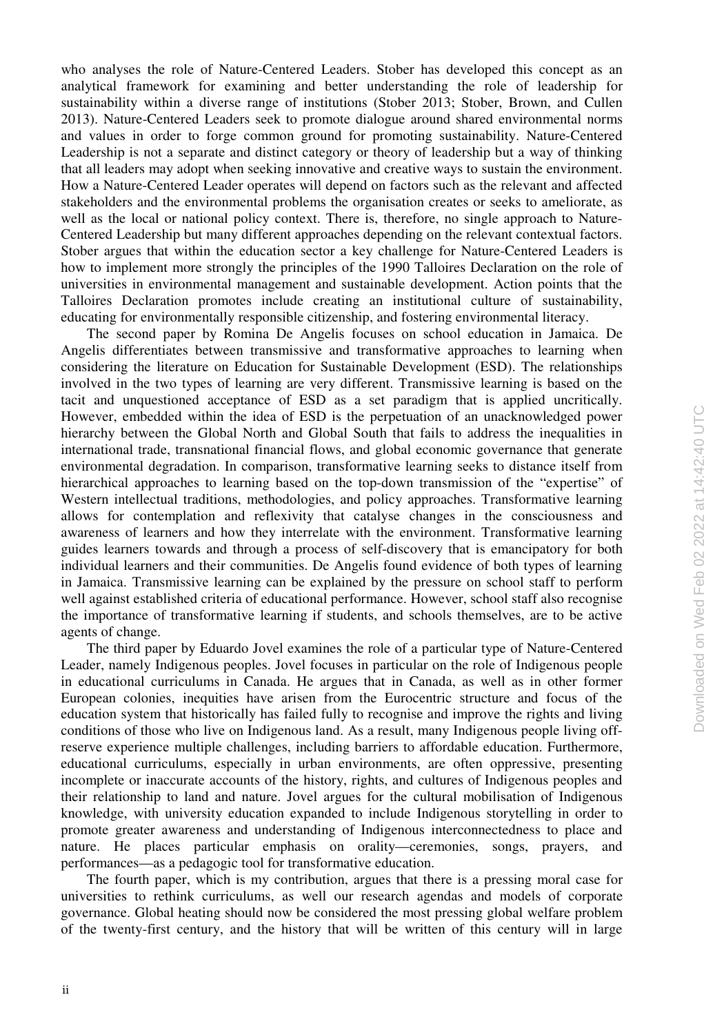who analyses the role of Nature-Centered Leaders. Stober has developed this concept as an analytical framework for examining and better understanding the role of leadership for sustainability within a diverse range of institutions (Stober 2013; Stober, Brown, and Cullen 2013). Nature-Centered Leaders seek to promote dialogue around shared environmental norms and values in order to forge common ground for promoting sustainability. Nature-Centered Leadership is not a separate and distinct category or theory of leadership but a way of thinking that all leaders may adopt when seeking innovative and creative ways to sustain the environment. How a Nature-Centered Leader operates will depend on factors such as the relevant and affected stakeholders and the environmental problems the organisation creates or seeks to ameliorate, as well as the local or national policy context. There is, therefore, no single approach to Nature-Centered Leadership but many different approaches depending on the relevant contextual factors. Stober argues that within the education sector a key challenge for Nature-Centered Leaders is how to implement more strongly the principles of the 1990 Talloires Declaration on the role of universities in environmental management and sustainable development. Action points that the Talloires Declaration promotes include creating an institutional culture of sustainability, educating for environmentally responsible citizenship, and fostering environmental literacy.

The second paper by Romina De Angelis focuses on school education in Jamaica. De Angelis differentiates between transmissive and transformative approaches to learning when considering the literature on Education for Sustainable Development (ESD). The relationships involved in the two types of learning are very different. Transmissive learning is based on the tacit and unquestioned acceptance of ESD as a set paradigm that is applied uncritically. However, embedded within the idea of ESD is the perpetuation of an unacknowledged power hierarchy between the Global North and Global South that fails to address the inequalities in international trade, transnational financial flows, and global economic governance that generate environmental degradation. In comparison, transformative learning seeks to distance itself from hierarchical approaches to learning based on the top-down transmission of the "expertise" of Western intellectual traditions, methodologies, and policy approaches. Transformative learning allows for contemplation and reflexivity that catalyse changes in the consciousness and awareness of learners and how they interrelate with the environment. Transformative learning guides learners towards and through a process of self-discovery that is emancipatory for both individual learners and their communities. De Angelis found evidence of both types of learning in Jamaica. Transmissive learning can be explained by the pressure on school staff to perform well against established criteria of educational performance. However, school staff also recognise the importance of transformative learning if students, and schools themselves, are to be active agents of change.

The third paper by Eduardo Jovel examines the role of a particular type of Nature-Centered Leader, namely Indigenous peoples. Jovel focuses in particular on the role of Indigenous people in educational curriculums in Canada. He argues that in Canada, as well as in other former European colonies, inequities have arisen from the Eurocentric structure and focus of the education system that historically has failed fully to recognise and improve the rights and living conditions of those who live on Indigenous land. As a result, many Indigenous people living off-reserve experience multiple challenges, including barriers to affordable education. Furthermore, educational curriculums, especially in urban environments, are often oppressive, presenting incomplete or inaccurate accounts of the history, rights, and cultures of Indigenous peoples and their relationship to land and nature. Jovel argues for the cultural mobilisation of Indigenous knowledge, with university education expanded to include Indigenous storytelling in order to promote greater awareness and understanding of Indigenous interconnectedness to place and nature. He places particular emphasis on orality—ceremonies, songs, prayers, and performances—as a pedagogic tool for transformative education.

The fourth paper, which is my contribution, argues that there is a pressing moral case for universities to rethink curriculums, as well our research agendas and models of corporate governance. Global heating should now be considered the most pressing global welfare problem of the twenty-first century, and the history that will be written of this century will in large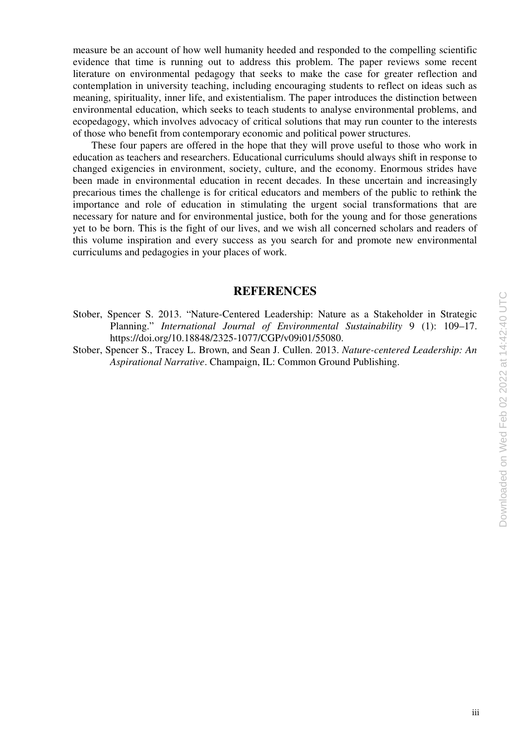measure be an account of how well humanity heeded and responded to the compelling scientific evidence that time is running out to address this problem. The paper reviews some recent literature on environmental pedagogy that seeks to make the case for greater reflection and contemplation in university teaching, including encouraging students to reflect on ideas such as meaning, spirituality, inner life, and existentialism. The paper introduces the distinction between environmental education, which seeks to teach students to analyse environmental problems, and ecopedagogy, which involves advocacy of critical solutions that may run counter to the interests of those who benefit from contemporary economic and political power structures.

These four papers are offered in the hope that they will prove useful to those who work in education as teachers and researchers. Educational curriculums should always shift in response to changed exigencies in environment, society, culture, and the economy. Enormous strides have been made in environmental education in recent decades. In these uncertain and increasingly precarious times the challenge is for critical educators and members of the public to rethink the importance and role of education in stimulating the urgent social transformations that are necessary for nature and for environmental justice, both for the young and for those generations yet to be born. This is the fight of our lives, and we wish all concerned scholars and readers of this volume inspiration and every success as you search for and promote new environmental curriculums and pedagogies in your places of work.

## REFERENCES

Stober, Spencer S. 2013. "Nature-Centered Leadership: Nature as a Stakeholder in Strategic Planning." *International Journal of Environmental Sustainability* 9 (1): 109–17. https://doi.org/10.18848/2325-1077/CGP/v09i01/55080.

Stober, Spencer S., Tracey L. Brown, and Sean J. Cullen. 2013. *Nature-centered Leadership: An Aspirational Narrative*. Champaign, IL: Common Ground Publishing.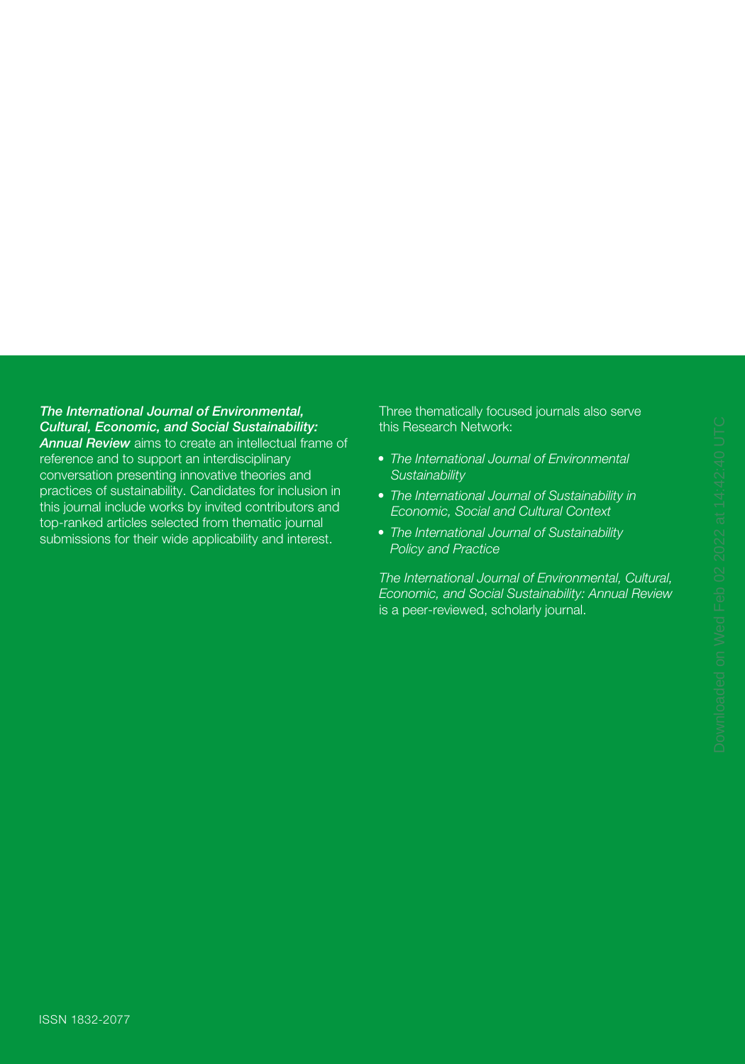***The International Journal of Environmental, Cultural, Economic, and Social Sustainability: Annual Review*** aims to create an intellectual frame of reference and to support an interdisciplinary conversation presenting innovative theories and practices of sustainability. Candidates for inclusion in this journal include works by invited contributors and top-ranked articles selected from thematic journal submissions for their wide applicability and interest.

Three thematically focused journals also serve this Research Network:

- *The International Journal of Environmental Sustainability*
- *The International Journal of Sustainability in Economic, Social and Cultural Context*
- *The International Journal of Sustainability Policy and Practice*

*The International Journal of Environmental, Cultural, Economic, and Social Sustainability: Annual Review* is a peer-reviewed, scholarly journal.

ISSN 1832-2077